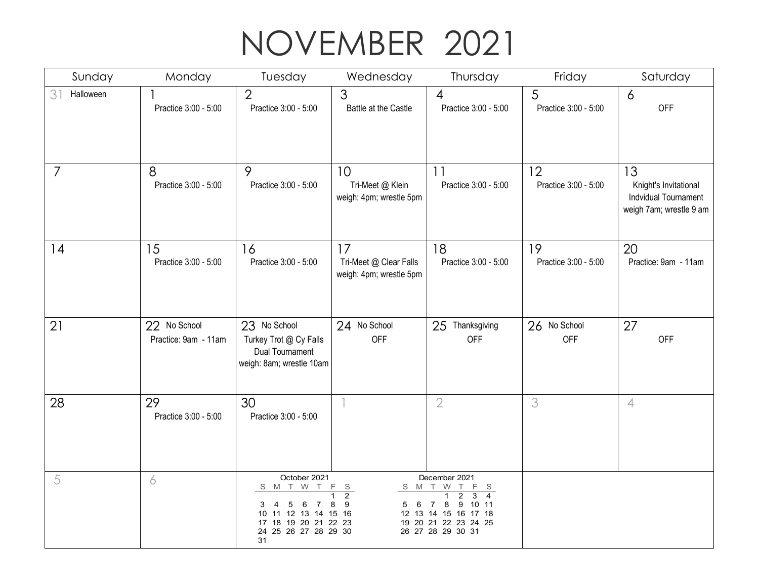# NOVEMBER 2021

| Sunday | Monday | Tuesday | Wednesday | Thursday | Friday | Saturday |
|---|---|---|---|---|---|---|
| 31 Halloween | 1 Practice 3:00 - 5:00 | 2 Practice 3:00 - 5:00 | 3 Battle at the Castle | 4 Practice 3:00 - 5:00 | 5 Practice 3:00 - 5:00 | 6 OFF |
| 7 | 8 Practice 3:00 - 5:00 | 9 Practice 3:00 - 5:00 | 10 Tri-Meet @ Klein weigh: 4pm; wrestle 5pm | 11 Practice 3:00 - 5:00 | 12 Practice 3:00 - 5:00 | 13 Knight's Invitational Indvidual Tournament weigh 7am; wrestle 9 am |
| 14 | 15 Practice 3:00 - 5:00 | 16 Practice 3:00 - 5:00 | 17 Tri-Meet @ Clear Falls weigh: 4pm; wrestle 5pm | 18 Practice 3:00 - 5:00 | 19 Practice 3:00 - 5:00 | 20 Practice: 9am - 11am |
| 21 | 22 No School Practice: 9am - 11am | 23 No School Turkey Trot @ Cy Falls Dual Tournament weigh: 8am; wrestle 10am | 24 No School OFF | 25 Thanksgiving OFF | 26 No School OFF | 27 OFF |
| 28 | 29 Practice 3:00 - 5:00 | 30 Practice 3:00 - 5:00 | 1 | 2 | 3 | 4 |
| 5 | 6 | | | | | |

**October 2021**

| S | M | T | W | T | F | S |
|---|---|---|---|---|---|---|
| | | | | | 1 | 2 |
| 3 | 4 | 5 | 6 | 7 | 8 | 9 |
| 10 | 11 | 12 | 13 | 14 | 15 | 16 |
| 17 | 18 | 19 | 20 | 21 | 22 | 23 |
| 24 | 25 | 26 | 27 | 28 | 29 | 30 |
| 31 | | | | | | |

**December 2021**

| S | M | T | W | T | F | S |
|---|---|---|---|---|---|---|
| | | | 1 | 2 | 3 | 4 |
| 5 | 6 | 7 | 8 | 9 | 10 | 11 |
| 12 | 13 | 14 | 15 | 16 | 17 | 18 |
| 19 | 20 | 21 | 22 | 23 | 24 | 25 |
| 26 | 27 | 28 | 29 | 30 | 31 | |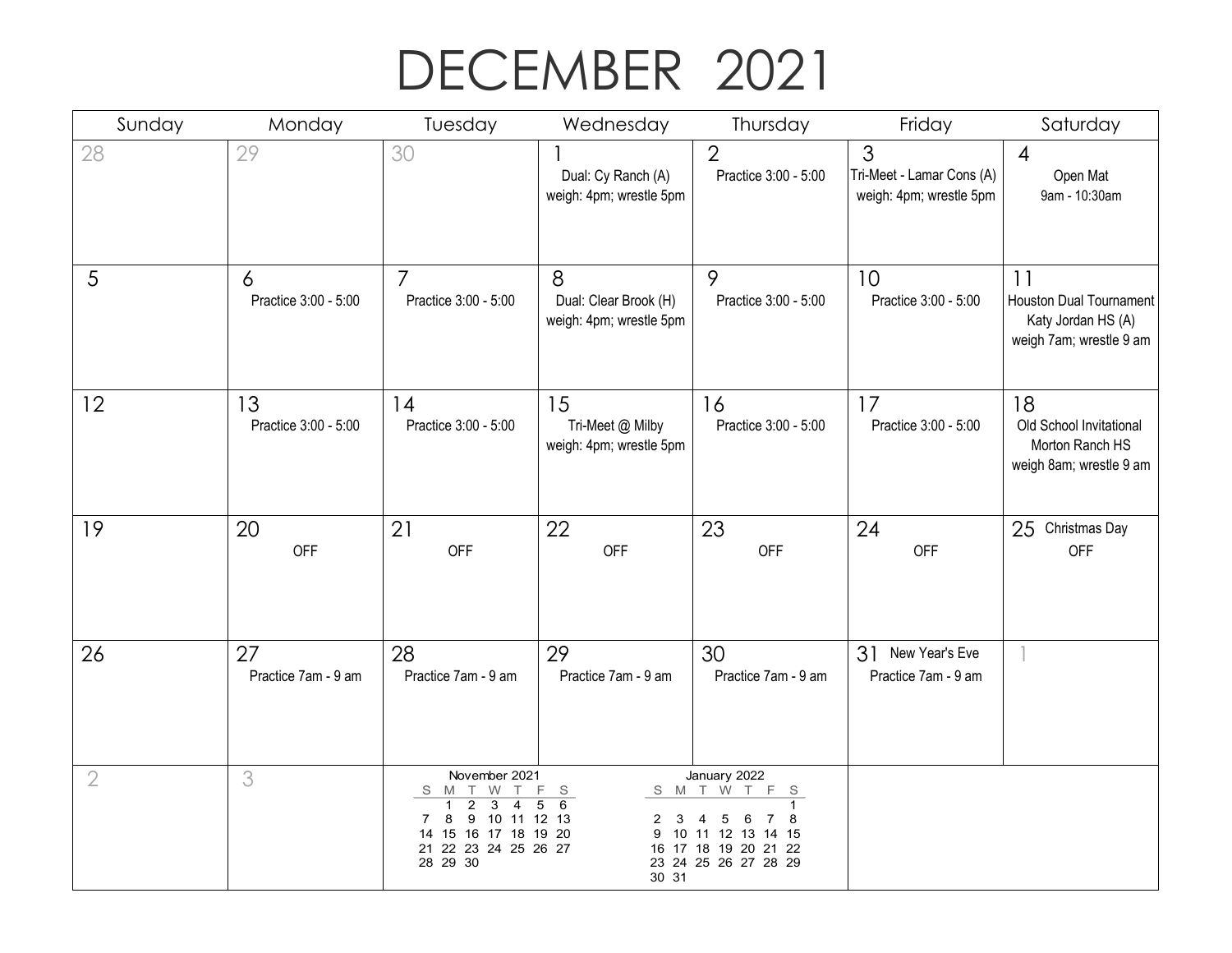# DECEMBER 2021

| Sunday | Monday | Tuesday | Wednesday | Thursday | Friday | Saturday |
|---|---|---|---|---|---|---|
| 28 | 29 | 30 | 1<br>Dual: Cy Ranch (A)<br>weigh: 4pm; wrestle 5pm | 2<br>Practice 3:00 - 5:00 | 3<br>Tri-Meet - Lamar Cons (A)<br>weigh: 4pm; wrestle 5pm | 4<br>Open Mat<br>9am - 10:30am |
| 5 | 6<br>Practice 3:00 - 5:00 | 7<br>Practice 3:00 - 5:00 | 8<br>Dual: Clear Brook (H)<br>weigh: 4pm; wrestle 5pm | 9<br>Practice 3:00 - 5:00 | 10<br>Practice 3:00 - 5:00 | 11<br>Houston Dual Tournament<br>Katy Jordan HS (A)<br>weigh 7am; wrestle 9 am |
| 12 | 13<br>Practice 3:00 - 5:00 | 14<br>Practice 3:00 - 5:00 | 15<br>Tri-Meet @ Milby<br>weigh: 4pm; wrestle 5pm | 16<br>Practice 3:00 - 5:00 | 17<br>Practice 3:00 - 5:00 | 18<br>Old School Invitational<br>Morton Ranch HS<br>weigh 8am; wrestle 9 am |
| 19 | 20<br>OFF | 21<br>OFF | 22<br>OFF | 23<br>OFF | 24<br>OFF | 25 Christmas Day<br>OFF |
| 26 | 27<br>Practice 7am - 9 am | 28<br>Practice 7am - 9 am | 29<br>Practice 7am - 9 am | 30<br>Practice 7am - 9 am | 31 New Year's Eve<br>Practice 7am - 9 am | 1 |
| 2 | 3 | | | | | |

**November 2021**

| S | M | T | W | T | F | S |
|---|---|---|---|---|---|---|
| | 1 | 2 | 3 | 4 | 5 | 6 |
| 7 | 8 | 9 | 10 | 11 | 12 | 13 |
| 14 | 15 | 16 | 17 | 18 | 19 | 20 |
| 21 | 22 | 23 | 24 | 25 | 26 | 27 |
| 28 | 29 | 30 | | | | |

**January 2022**

| S | M | T | W | T | F | S |
|---|---|---|---|---|---|---|
| | | | | | | 1 |
| 2 | 3 | 4 | 5 | 6 | 7 | 8 |
| 9 | 10 | 11 | 12 | 13 | 14 | 15 |
| 16 | 17 | 18 | 19 | 20 | 21 | 22 |
| 23 | 24 | 25 | 26 | 27 | 28 | 29 |
| 30 | 31 | | | | | |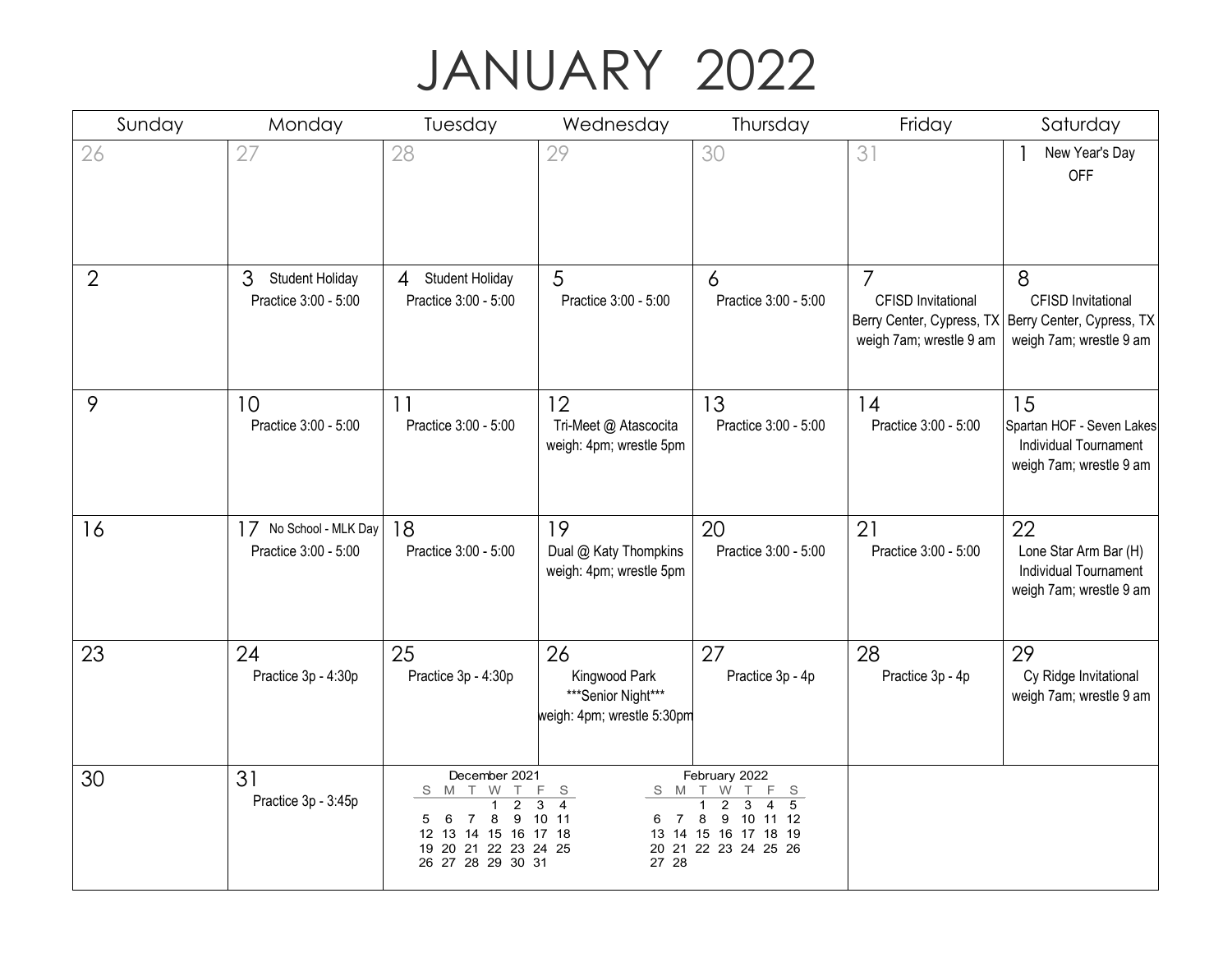# JANUARY 2022

| Sunday | Monday | Tuesday | Wednesday | Thursday | Friday | Saturday |
|---|---|---|---|---|---|---|
| 26 | 27 | 28 | 29 | 30 | 31 | 1 New Year's Day OFF |
| 2 | 3 Student Holiday Practice 3:00 - 5:00 | 4 Student Holiday Practice 3:00 - 5:00 | 5 Practice 3:00 - 5:00 | 6 Practice 3:00 - 5:00 | 7 CFISD Invitational Berry Center, Cypress, TX weigh 7am; wrestle 9 am | 8 CFISD Invitational Berry Center, Cypress, TX weigh 7am; wrestle 9 am |
| 9 | 10 Practice 3:00 - 5:00 | 11 Practice 3:00 - 5:00 | 12 Tri-Meet @ Atascocita weigh: 4pm; wrestle 5pm | 13 Practice 3:00 - 5:00 | 14 Practice 3:00 - 5:00 | 15 Spartan HOF - Seven Lakes Individual Tournament weigh 7am; wrestle 9 am |
| 16 | 17 No School - MLK Day Practice 3:00 - 5:00 | 18 Practice 3:00 - 5:00 | 19 Dual @ Katy Thompkins weigh: 4pm; wrestle 5pm | 20 Practice 3:00 - 5:00 | 21 Practice 3:00 - 5:00 | 22 Lone Star Arm Bar (H) Individual Tournament weigh 7am; wrestle 9 am |
| 23 | 24 Practice 3p - 4:30p | 25 Practice 3p - 4:30p | 26 Kingwood Park ***Senior Night*** weigh: 4pm; wrestle 5:30pm | 27 Practice 3p - 4p | 28 Practice 3p - 4p | 29 Cy Ridge Invitational weigh 7am; wrestle 9 am |
| 30 | 31 Practice 3p - 3:45p | | | | | |

**December 2021**

| S | M | T | W | T | F | S |
|---|---|---|---|---|---|---|
| | | | 1 | 2 | 3 | 4 |
| 5 | 6 | 7 | 8 | 9 | 10 | 11 |
| 12 | 13 | 14 | 15 | 16 | 17 | 18 |
| 19 | 20 | 21 | 22 | 23 | 24 | 25 |
| 26 | 27 | 28 | 29 | 30 | 31 | |

**February 2022**

| S | M | T | W | T | F | S |
|---|---|---|---|---|---|---|
| | | 1 | 2 | 3 | 4 | 5 |
| 6 | 7 | 8 | 9 | 10 | 11 | 12 |
| 13 | 14 | 15 | 16 | 17 | 18 | 19 |
| 20 | 21 | 22 | 23 | 24 | 25 | 26 |
| 27 | 28 | | | | | |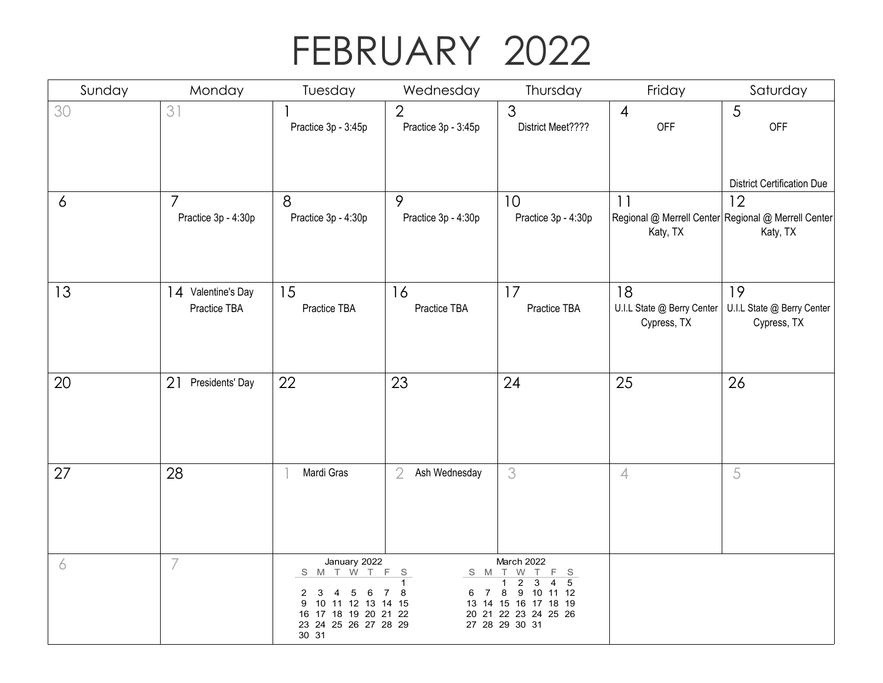# FEBRUARY 2022

| Sunday | Monday | Tuesday | Wednesday | Thursday | Friday | Saturday |
|---|---|---|---|---|---|---|
| 30 | 31 | 1 Practice 3p - 3:45p | 2 Practice 3p - 3:45p | 3 District Meet???? | 4 OFF | 5 OFF District Certification Due |
| 6 | 7 Practice 3p - 4:30p | 8 Practice 3p - 4:30p | 9 Practice 3p - 4:30p | 10 Practice 3p - 4:30p | 11 Regional @ Merrell Center Katy, TX | 12 Regional @ Merrell Center Katy, TX |
| 13 | 14 Valentine's Day Practice TBA | 15 Practice TBA | 16 Practice TBA | 17 Practice TBA | 18 U.I.L State @ Berry Center Cypress, TX | 19 U.I.L State @ Berry Center Cypress, TX |
| 20 | 21 Presidents' Day | 22 | 23 | 24 | 25 | 26 |
| 27 | 28 | 1 Mardi Gras | 2 Ash Wednesday | 3 | 4 | 5 |
| 6 | 7 | | | | | |

January 2022

| S | M | T | W | T | F | S |
|---|---|---|---|---|---|---|
| | | | | | | 1 |
| 2 | 3 | 4 | 5 | 6 | 7 | 8 |
| 9 | 10 | 11 | 12 | 13 | 14 | 15 |
| 16 | 17 | 18 | 19 | 20 | 21 | 22 |
| 23 | 24 | 25 | 26 | 27 | 28 | 29 |
| 30 | 31 | | | | | |

March 2022

| S | M | T | W | T | F | S |
|---|---|---|---|---|---|---|
| | | 1 | 2 | 3 | 4 | 5 |
| 6 | 7 | 8 | 9 | 10 | 11 | 12 |
| 13 | 14 | 15 | 16 | 17 | 18 | 19 |
| 20 | 21 | 22 | 23 | 24 | 25 | 26 |
| 27 | 28 | 29 | 30 | 31 | | |